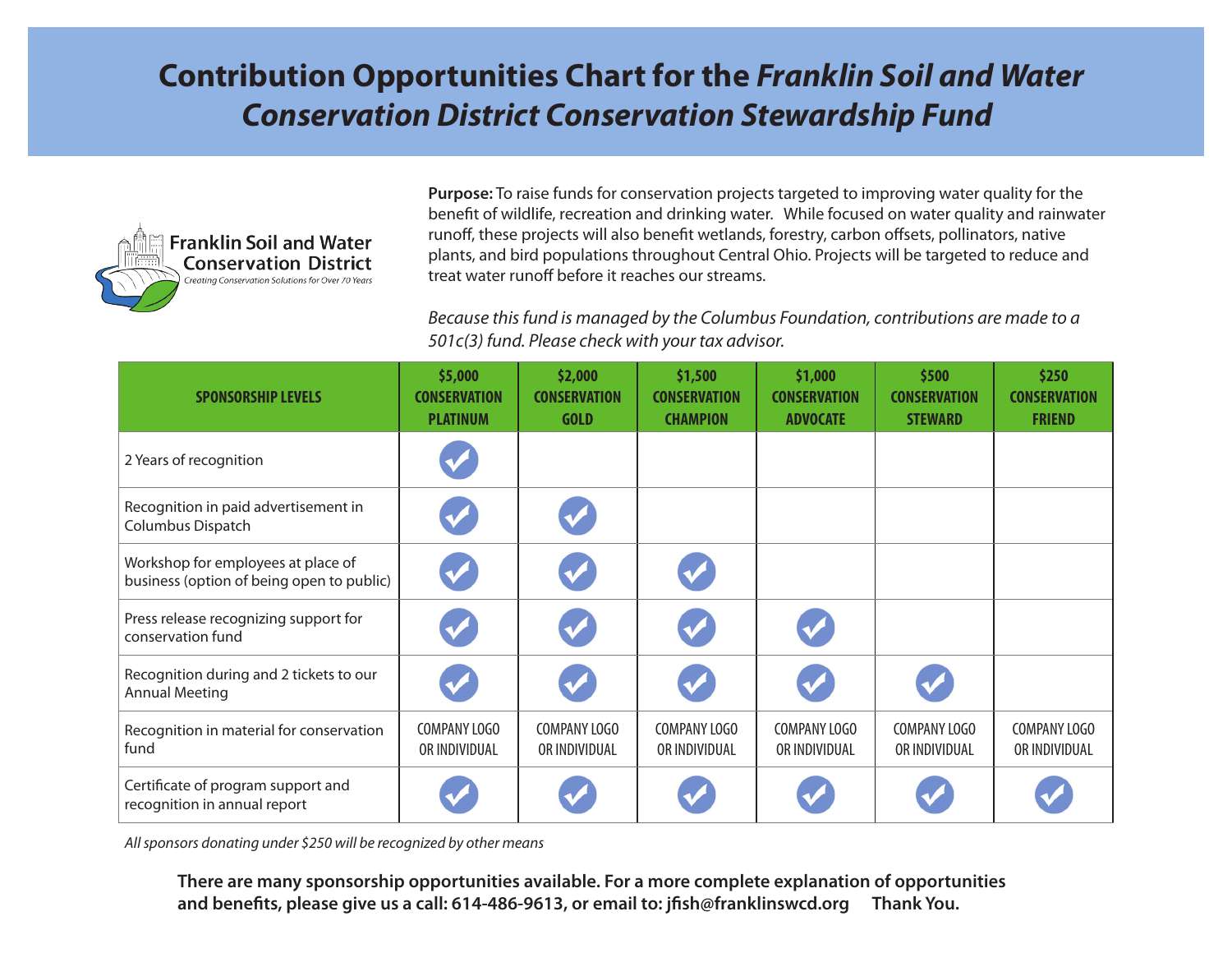# Contribution Opportunities Chart for the *Franklin Soil and Water Conservation District Conservation Stewardship Fund*

Franklin Soil and Water Conservation District
*Creating Conservation Solutions for Over 70 Years*

**Purpose:** To raise funds for conservation projects targeted to improving water quality for the benefit of wildlife, recreation and drinking water. While focused on water quality and rainwater runoff, these projects will also benefit wetlands, forestry, carbon offsets, pollinators, native plants, and bird populations throughout Central Ohio. Projects will be targeted to reduce and treat water runoff before it reaches our streams.

*Because this fund is managed by the Columbus Foundation, contributions are made to a 501c(3) fund. Please check with your tax advisor.*

| SPONSORSHIP LEVELS | $5,000 CONSERVATION PLATINUM | $2,000 CONSERVATION GOLD | $1,500 CONSERVATION CHAMPION | $1,000 CONSERVATION ADVOCATE | $500 CONSERVATION STEWARD | $250 CONSERVATION FRIEND |
|---|---|---|---|---|---|---|
| 2 Years of recognition | ✔ | | | | | |
| Recognition in paid advertisement in Columbus Dispatch | ✔ | ✔ | | | | |
| Workshop for employees at place of business (option of being open to public) | ✔ | ✔ | ✔ | | | |
| Press release recognizing support for conservation fund | ✔ | ✔ | ✔ | ✔ | | |
| Recognition during and 2 tickets to our Annual Meeting | ✔ | ✔ | ✔ | ✔ | ✔ | |
| Recognition in material for conservation fund | COMPANY LOGO OR INDIVIDUAL | COMPANY LOGO OR INDIVIDUAL | COMPANY LOGO OR INDIVIDUAL | COMPANY LOGO OR INDIVIDUAL | COMPANY LOGO OR INDIVIDUAL | COMPANY LOGO OR INDIVIDUAL |
| Certificate of program support and recognition in annual report | ✔ | ✔ | ✔ | ✔ | ✔ | ✔ |

*All sponsors donating under $250 will be recognized by other means*

**There are many sponsorship opportunities available. For a more complete explanation of opportunities and benefits, please give us a call: 614-486-9613, or email to: jfish@franklinswcd.org Thank You.**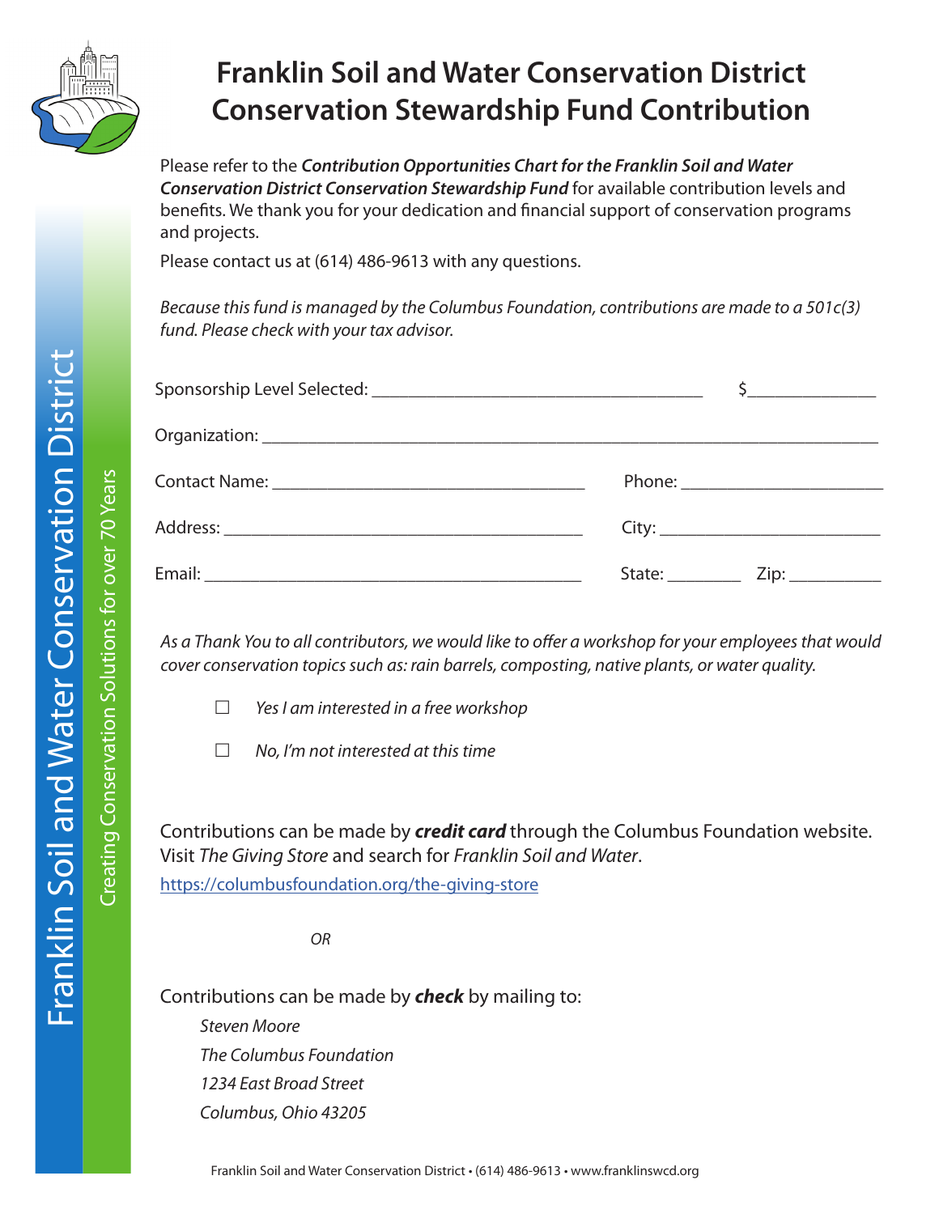# Franklin Soil and Water Conservation District Conservation Stewardship Fund Contribution

Please refer to the ***Contribution Opportunities Chart for the Franklin Soil and Water Conservation District Conservation Stewardship Fund*** for available contribution levels and benefits. We thank you for your dedication and financial support of conservation programs and projects.

Please contact us at (614) 486-9613 with any questions.

*Because this fund is managed by the Columbus Foundation, contributions are made to a 501c(3) fund. Please check with your tax advisor.*

Sponsorship Level Selected: ____________________________________ $_____________

Organization: ____________________________________________________________________

Contact Name: __________________________________ Phone: ______________________

Address: ____________________________________ City: ________________________

Email: ______________________________________ State: ________ Zip: __________

*As a Thank You to all contributors, we would like to offer a workshop for your employees that would cover conservation topics such as: rain barrels, composting, native plants, or water quality.*

☐ *Yes I am interested in a free workshop*

☐ *No, I'm not interested at this time*

Contributions can be made by ***credit card*** through the Columbus Foundation website. Visit *The Giving Store* and search for *Franklin Soil and Water*.

https://columbusfoundation.org/the-giving-store

*OR*

Contributions can be made by ***check*** by mailing to:

*Steven Moore*
*The Columbus Foundation*
*1234 East Broad Street*
*Columbus, Ohio 43205*

Franklin Soil and Water Conservation District • (614) 486-9613 • www.franklinswcd.org

Franklin Soil and Water Conservation District

Creating Conservation Solutions for over 70 Years